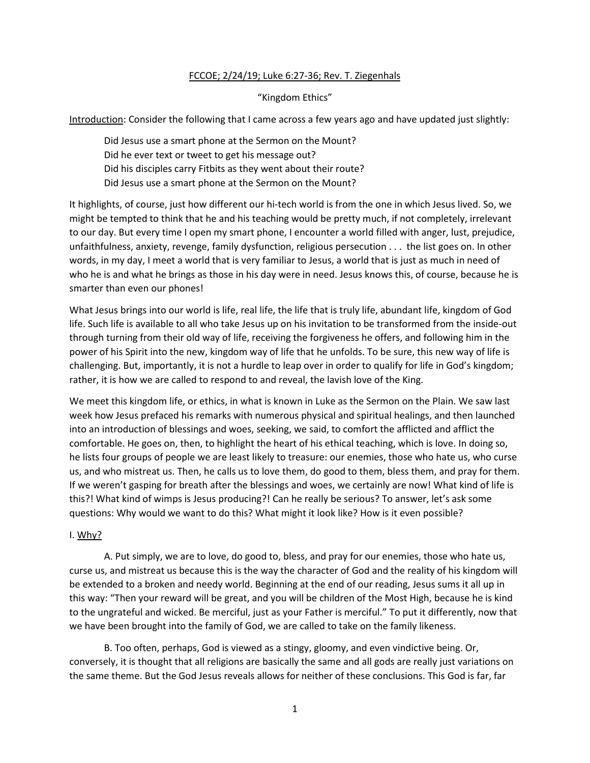FCCOE; 2/24/19; Luke 6:27-36; Rev. T. Ziegenhals

"Kingdom Ethics"

Introduction: Consider the following that I came across a few years ago and have updated just slightly:

> Did Jesus use a smart phone at the Sermon on the Mount?
> Did he ever text or tweet to get his message out?
> Did his disciples carry Fitbits as they went about their route?
> Did Jesus use a smart phone at the Sermon on the Mount?

It highlights, of course, just how different our hi-tech world is from the one in which Jesus lived. So, we might be tempted to think that he and his teaching would be pretty much, if not completely, irrelevant to our day. But every time I open my smart phone, I encounter a world filled with anger, lust, prejudice, unfaithfulness, anxiety, revenge, family dysfunction, religious persecution . . . the list goes on. In other words, in my day, I meet a world that is very familiar to Jesus, a world that is just as much in need of who he is and what he brings as those in his day were in need. Jesus knows this, of course, because he is smarter than even our phones!

What Jesus brings into our world is life, real life, the life that is truly life, abundant life, kingdom of God life. Such life is available to all who take Jesus up on his invitation to be transformed from the inside-out through turning from their old way of life, receiving the forgiveness he offers, and following him in the power of his Spirit into the new, kingdom way of life that he unfolds. To be sure, this new way of life is challenging. But, importantly, it is not a hurdle to leap over in order to qualify for life in God's kingdom; rather, it is how we are called to respond to and reveal, the lavish love of the King.

We meet this kingdom life, or ethics, in what is known in Luke as the Sermon on the Plain. We saw last week how Jesus prefaced his remarks with numerous physical and spiritual healings, and then launched into an introduction of blessings and woes, seeking, we said, to comfort the afflicted and afflict the comfortable. He goes on, then, to highlight the heart of his ethical teaching, which is love. In doing so, he lists four groups of people we are least likely to treasure: our enemies, those who hate us, who curse us, and who mistreat us. Then, he calls us to love them, do good to them, bless them, and pray for them. If we weren't gasping for breath after the blessings and woes, we certainly are now! What kind of life is this?! What kind of wimps is Jesus producing?! Can he really be serious? To answer, let's ask some questions: Why would we want to do this? What might it look like? How is it even possible?

I. Why?

A. Put simply, we are to love, do good to, bless, and pray for our enemies, those who hate us, curse us, and mistreat us because this is the way the character of God and the reality of his kingdom will be extended to a broken and needy world. Beginning at the end of our reading, Jesus sums it all up in this way: "Then your reward will be great, and you will be children of the Most High, because he is kind to the ungrateful and wicked. Be merciful, just as your Father is merciful." To put it differently, now that we have been brought into the family of God, we are called to take on the family likeness.

B. Too often, perhaps, God is viewed as a stingy, gloomy, and even vindictive being. Or, conversely, it is thought that all religions are basically the same and all gods are really just variations on the same theme. But the God Jesus reveals allows for neither of these conclusions. This God is far, far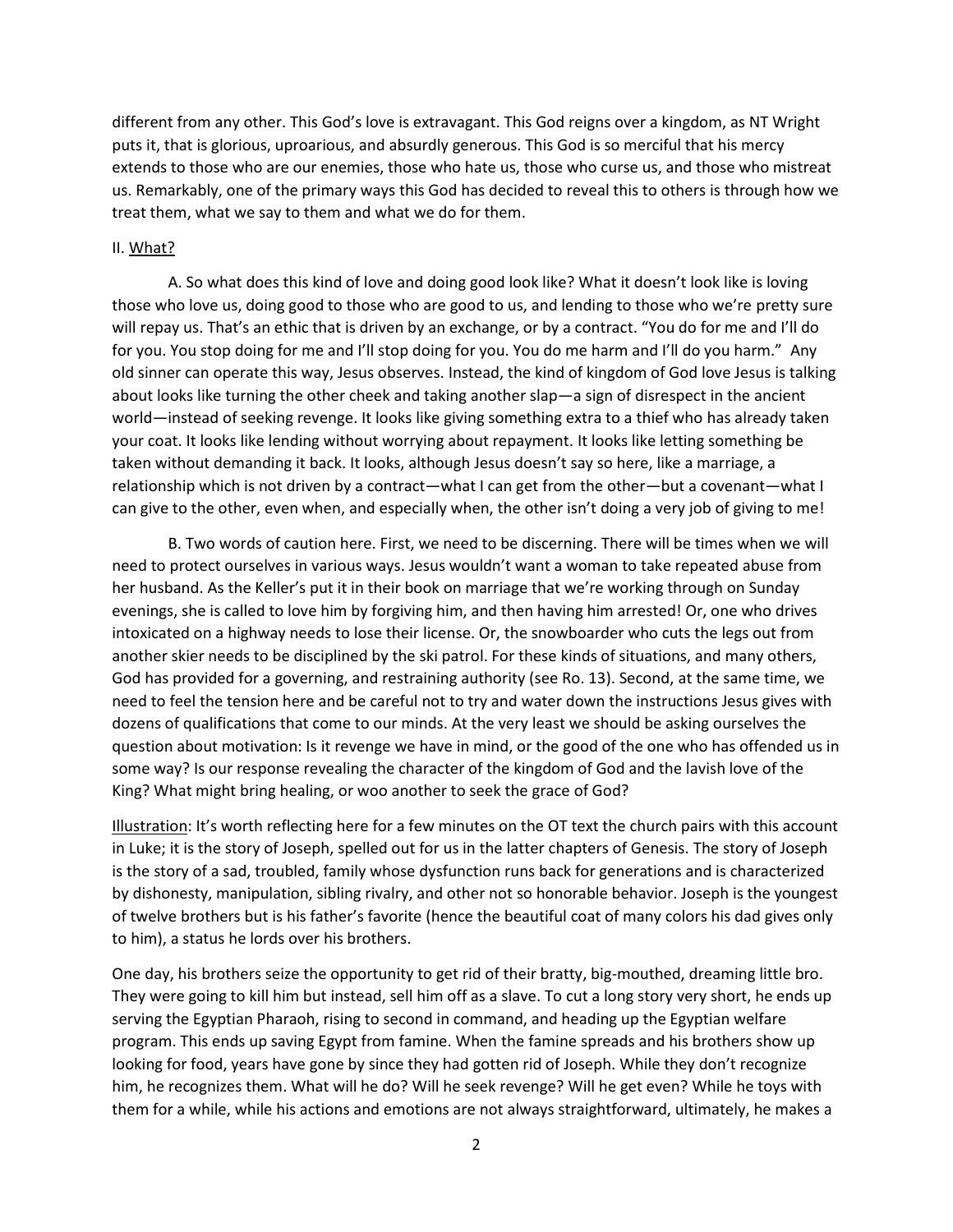different from any other. This God's love is extravagant. This God reigns over a kingdom, as NT Wright puts it, that is glorious, uproarious, and absurdly generous. This God is so merciful that his mercy extends to those who are our enemies, those who hate us, those who curse us, and those who mistreat us. Remarkably, one of the primary ways this God has decided to reveal this to others is through how we treat them, what we say to them and what we do for them.

II. <u>What?</u>

A. So what does this kind of love and doing good look like? What it doesn't look like is loving those who love us, doing good to those who are good to us, and lending to those who we're pretty sure will repay us. That's an ethic that is driven by an exchange, or by a contract. "You do for me and I'll do for you. You stop doing for me and I'll stop doing for you. You do me harm and I'll do you harm." Any old sinner can operate this way, Jesus observes. Instead, the kind of kingdom of God love Jesus is talking about looks like turning the other cheek and taking another slap—a sign of disrespect in the ancient world—instead of seeking revenge. It looks like giving something extra to a thief who has already taken your coat. It looks like lending without worrying about repayment. It looks like letting something be taken without demanding it back. It looks, although Jesus doesn't say so here, like a marriage, a relationship which is not driven by a contract—what I can get from the other—but a covenant—what I can give to the other, even when, and especially when, the other isn't doing a very job of giving to me!

B. Two words of caution here. First, we need to be discerning. There will be times when we will need to protect ourselves in various ways. Jesus wouldn't want a woman to take repeated abuse from her husband. As the Keller's put it in their book on marriage that we're working through on Sunday evenings, she is called to love him by forgiving him, and then having him arrested! Or, one who drives intoxicated on a highway needs to lose their license. Or, the snowboarder who cuts the legs out from another skier needs to be disciplined by the ski patrol. For these kinds of situations, and many others, God has provided for a governing, and restraining authority (see Ro. 13). Second, at the same time, we need to feel the tension here and be careful not to try and water down the instructions Jesus gives with dozens of qualifications that come to our minds. At the very least we should be asking ourselves the question about motivation: Is it revenge we have in mind, or the good of the one who has offended us in some way? Is our response revealing the character of the kingdom of God and the lavish love of the King? What might bring healing, or woo another to seek the grace of God?

<u>Illustration</u>: It's worth reflecting here for a few minutes on the OT text the church pairs with this account in Luke; it is the story of Joseph, spelled out for us in the latter chapters of Genesis. The story of Joseph is the story of a sad, troubled, family whose dysfunction runs back for generations and is characterized by dishonesty, manipulation, sibling rivalry, and other not so honorable behavior. Joseph is the youngest of twelve brothers but is his father's favorite (hence the beautiful coat of many colors his dad gives only to him), a status he lords over his brothers.

One day, his brothers seize the opportunity to get rid of their bratty, big-mouthed, dreaming little bro. They were going to kill him but instead, sell him off as a slave. To cut a long story very short, he ends up serving the Egyptian Pharaoh, rising to second in command, and heading up the Egyptian welfare program. This ends up saving Egypt from famine. When the famine spreads and his brothers show up looking for food, years have gone by since they had gotten rid of Joseph. While they don't recognize him, he recognizes them. What will he do? Will he seek revenge? Will he get even? While he toys with them for a while, while his actions and emotions are not always straightforward, ultimately, he makes a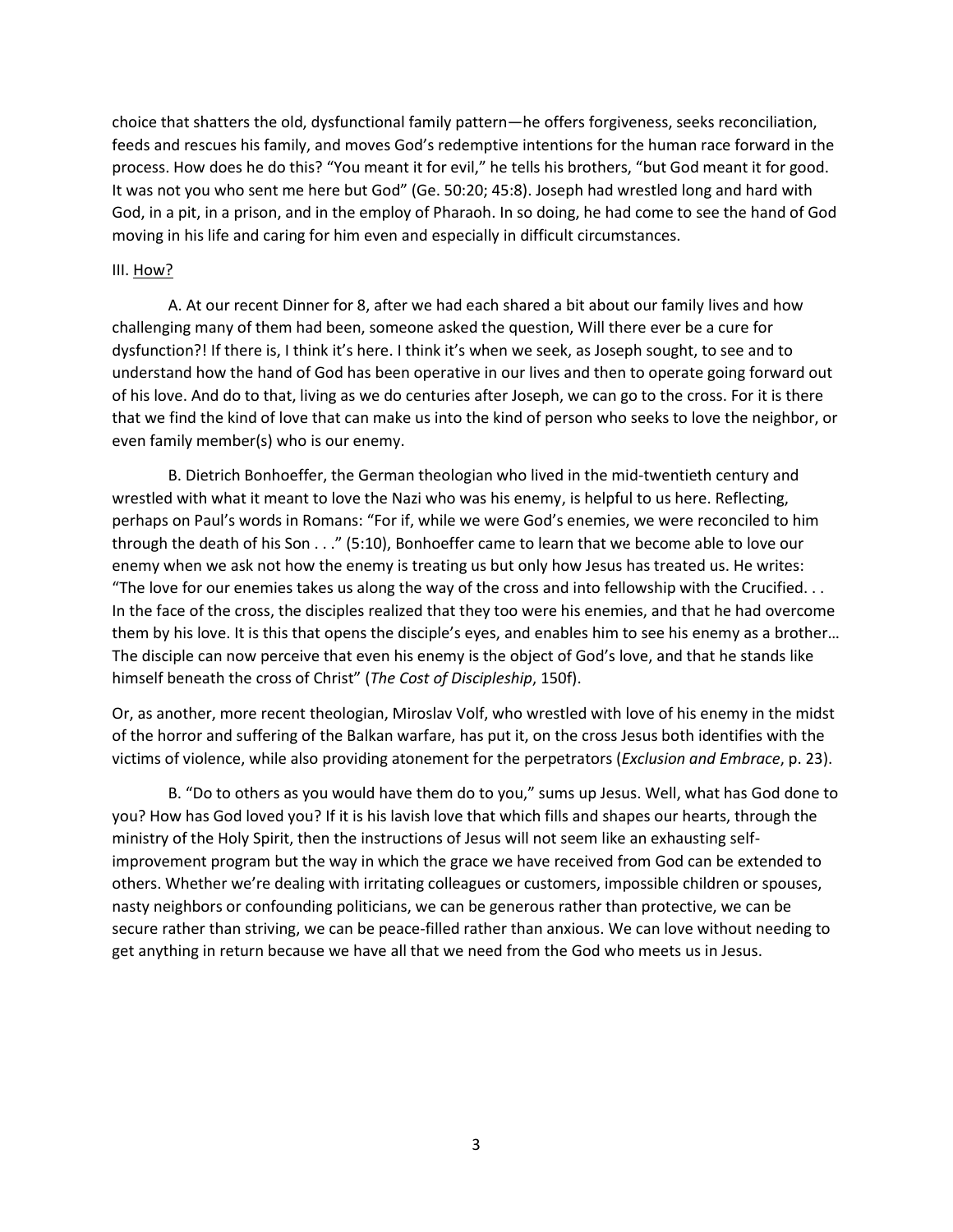choice that shatters the old, dysfunctional family pattern—he offers forgiveness, seeks reconciliation, feeds and rescues his family, and moves God's redemptive intentions for the human race forward in the process. How does he do this? "You meant it for evil," he tells his brothers, "but God meant it for good. It was not you who sent me here but God" (Ge. 50:20; 45:8). Joseph had wrestled long and hard with God, in a pit, in a prison, and in the employ of Pharaoh. In so doing, he had come to see the hand of God moving in his life and caring for him even and especially in difficult circumstances.

III. <u>How?</u>

A. At our recent Dinner for 8, after we had each shared a bit about our family lives and how challenging many of them had been, someone asked the question, Will there ever be a cure for dysfunction?! If there is, I think it's here. I think it's when we seek, as Joseph sought, to see and to understand how the hand of God has been operative in our lives and then to operate going forward out of his love. And do to that, living as we do centuries after Joseph, we can go to the cross. For it is there that we find the kind of love that can make us into the kind of person who seeks to love the neighbor, or even family member(s) who is our enemy.

B. Dietrich Bonhoeffer, the German theologian who lived in the mid-twentieth century and wrestled with what it meant to love the Nazi who was his enemy, is helpful to us here. Reflecting, perhaps on Paul's words in Romans: "For if, while we were God's enemies, we were reconciled to him through the death of his Son . . ." (5:10), Bonhoeffer came to learn that we become able to love our enemy when we ask not how the enemy is treating us but only how Jesus has treated us. He writes: "The love for our enemies takes us along the way of the cross and into fellowship with the Crucified. . . In the face of the cross, the disciples realized that they too were his enemies, and that he had overcome them by his love. It is this that opens the disciple's eyes, and enables him to see his enemy as a brother… The disciple can now perceive that even his enemy is the object of God's love, and that he stands like himself beneath the cross of Christ" (*The Cost of Discipleship*, 150f).

Or, as another, more recent theologian, Miroslav Volf, who wrestled with love of his enemy in the midst of the horror and suffering of the Balkan warfare, has put it, on the cross Jesus both identifies with the victims of violence, while also providing atonement for the perpetrators (*Exclusion and Embrace*, p. 23).

B. "Do to others as you would have them do to you," sums up Jesus. Well, what has God done to you? How has God loved you? If it is his lavish love that which fills and shapes our hearts, through the ministry of the Holy Spirit, then the instructions of Jesus will not seem like an exhausting self-improvement program but the way in which the grace we have received from God can be extended to others. Whether we're dealing with irritating colleagues or customers, impossible children or spouses, nasty neighbors or confounding politicians, we can be generous rather than protective, we can be secure rather than striving, we can be peace-filled rather than anxious. We can love without needing to get anything in return because we have all that we need from the God who meets us in Jesus.